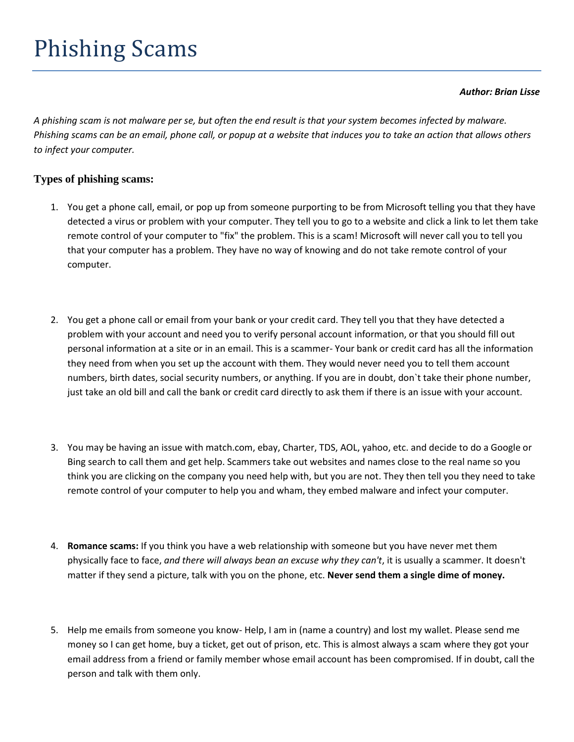# Phishing Scams

***Author: Brian Lisse***

*A phishing scam is not malware per se, but often the end result is that your system becomes infected by malware. Phishing scams can be an email, phone call, or popup at a website that induces you to take an action that allows others to infect your computer.*

### Types of phishing scams:

1. You get a phone call, email, or pop up from someone purporting to be from Microsoft telling you that they have detected a virus or problem with your computer. They tell you to go to a website and click a link to let them take remote control of your computer to "fix" the problem. This is a scam! Microsoft will never call you to tell you that your computer has a problem. They have no way of knowing and do not take remote control of your computer.

2. You get a phone call or email from your bank or your credit card. They tell you that they have detected a problem with your account and need you to verify personal account information, or that you should fill out personal information at a site or in an email. This is a scammer- Your bank or credit card has all the information they need from when you set up the account with them. They would never need you to tell them account numbers, birth dates, social security numbers, or anything. If you are in doubt, don`t take their phone number, just take an old bill and call the bank or credit card directly to ask them if there is an issue with your account.

3. You may be having an issue with match.com, ebay, Charter, TDS, AOL, yahoo, etc. and decide to do a Google or Bing search to call them and get help. Scammers take out websites and names close to the real name so you think you are clicking on the company you need help with, but you are not. They then tell you they need to take remote control of your computer to help you and wham, they embed malware and infect your computer.

4. **Romance scams:** If you think you have a web relationship with someone but you have never met them physically face to face, *and there will always bean an excuse why they can't*, it is usually a scammer. It doesn't matter if they send a picture, talk with you on the phone, etc. **Never send them a single dime of money.**

5. Help me emails from someone you know- Help, I am in (name a country) and lost my wallet. Please send me money so I can get home, buy a ticket, get out of prison, etc. This is almost always a scam where they got your email address from a friend or family member whose email account has been compromised. If in doubt, call the person and talk with them only.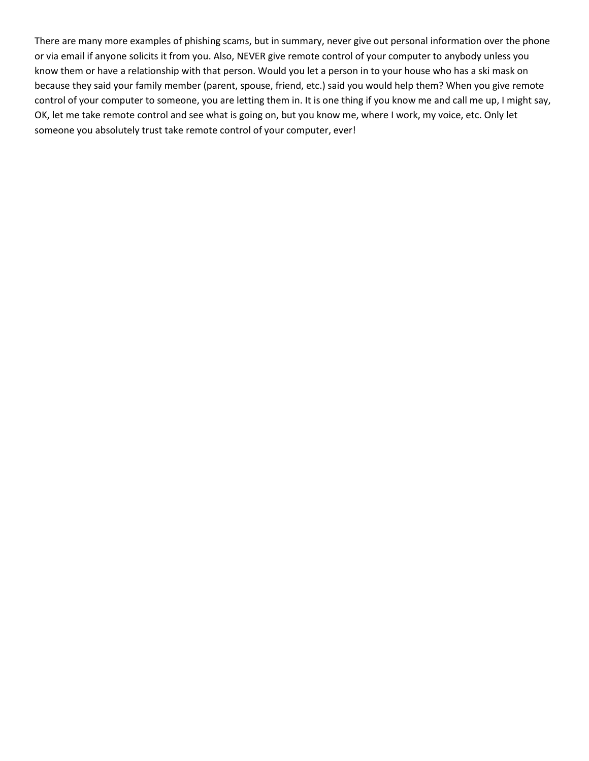There are many more examples of phishing scams, but in summary, never give out personal information over the phone or via email if anyone solicits it from you. Also, NEVER give remote control of your computer to anybody unless you know them or have a relationship with that person. Would you let a person in to your house who has a ski mask on because they said your family member (parent, spouse, friend, etc.) said you would help them? When you give remote control of your computer to someone, you are letting them in. It is one thing if you know me and call me up, I might say, OK, let me take remote control and see what is going on, but you know me, where I work, my voice, etc. Only let someone you absolutely trust take remote control of your computer, ever!